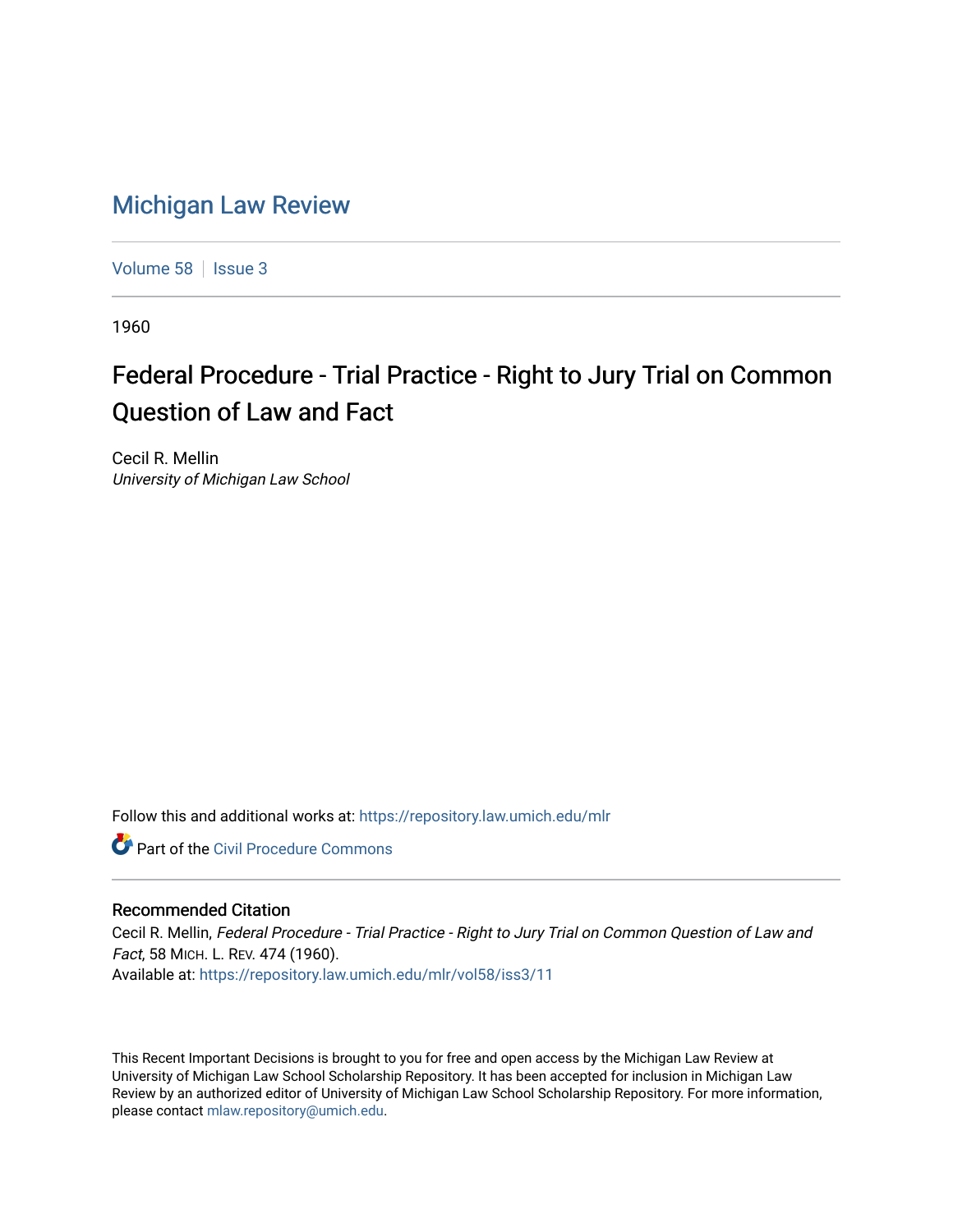# Michigan Law Review

Volume 58 | Issue 3

1960

## Federal Procedure - Trial Practice - Right to Jury Trial on Common Question of Law and Fact

Cecil R. Mellin
*University of Michigan Law School*

Follow this and additional works at: https://repository.law.umich.edu/mlr

Part of the Civil Procedure Commons

### Recommended Citation

Cecil R. Mellin, *Federal Procedure - Trial Practice - Right to Jury Trial on Common Question of Law and Fact*, 58 MICH. L. REV. 474 (1960).
Available at: https://repository.law.umich.edu/mlr/vol58/iss3/11

This Recent Important Decisions is brought to you for free and open access by the Michigan Law Review at University of Michigan Law School Scholarship Repository. It has been accepted for inclusion in Michigan Law Review by an authorized editor of University of Michigan Law School Scholarship Repository. For more information, please contact mlaw.repository@umich.edu.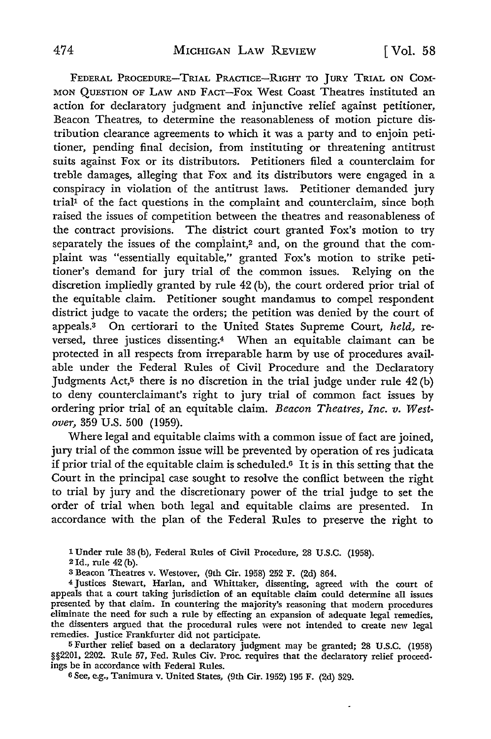FEDERAL PROCEDURE—TRIAL PRACTICE—RIGHT TO JURY TRIAL ON COMMON QUESTION OF LAW AND FACT—Fox West Coast Theatres instituted an action for declaratory judgment and injunctive relief against petitioner, Beacon Theatres, to determine the reasonableness of motion picture distribution clearance agreements to which it was a party and to enjoin petitioner, pending final decision, from instituting or threatening antitrust suits against Fox or its distributors. Petitioners filed a counterclaim for treble damages, alleging that Fox and its distributors were engaged in a conspiracy in violation of the antitrust laws. Petitioner demanded jury trial[1] of the fact questions in the complaint and counterclaim, since both raised the issues of competition between the theatres and reasonableness of the contract provisions. The district court granted Fox's motion to try separately the issues of the complaint,[2] and, on the ground that the complaint was "essentially equitable," granted Fox's motion to strike petitioner's demand for jury trial of the common issues. Relying on the discretion impliedly granted by rule 42 (b), the court ordered prior trial of the equitable claim. Petitioner sought mandamus to compel respondent district judge to vacate the orders; the petition was denied by the court of appeals.[3] On certiorari to the United States Supreme Court, *held*, reversed, three justices dissenting.[4] When an equitable claimant can be protected in all respects from irreparable harm by use of procedures available under the Federal Rules of Civil Procedure and the Declaratory Judgments Act,[5] there is no discretion in the trial judge under rule 42 (b) to deny counterclaimant's right to jury trial of common fact issues by ordering prior trial of an equitable claim. *Beacon Theatres, Inc. v. Westover*, 359 U.S. 500 (1959).

Where legal and equitable claims with a common issue of fact are joined, jury trial of the common issue will be prevented by operation of res judicata if prior trial of the equitable claim is scheduled.[6] It is in this setting that the Court in the principal case sought to resolve the conflict between the right to trial by jury and the discretionary power of the trial judge to set the order of trial when both legal and equitable claims are presented. In accordance with the plan of the Federal Rules to preserve the right to

---

1 Under rule 38 (b), Federal Rules of Civil Procedure, 28 U.S.C. (1958).

2 Id., rule 42 (b).

3 Beacon Theatres v. Westover, (9th Cir. 1958) 252 F. (2d) 864.

4 Justices Stewart, Harlan, and Whittaker, dissenting, agreed with the court of appeals that a court taking jurisdiction of an equitable claim could determine all issues presented by that claim. In countering the majority's reasoning that modern procedures eliminate the need for such a rule by effecting an expansion of adequate legal remedies, the dissenters argued that the procedural rules were not intended to create new legal remedies. Justice Frankfurter did not participate.

5 Further relief based on a declaratory judgment may be granted; 28 U.S.C. (1958) §§2201, 2202. Rule 57, Fed. Rules Civ. Proc. requires that the declaratory relief proceedings be in accordance with Federal Rules.

6 See, e.g., Tanimura v. United States, (9th Cir. 1952) 195 F. (2d) 329.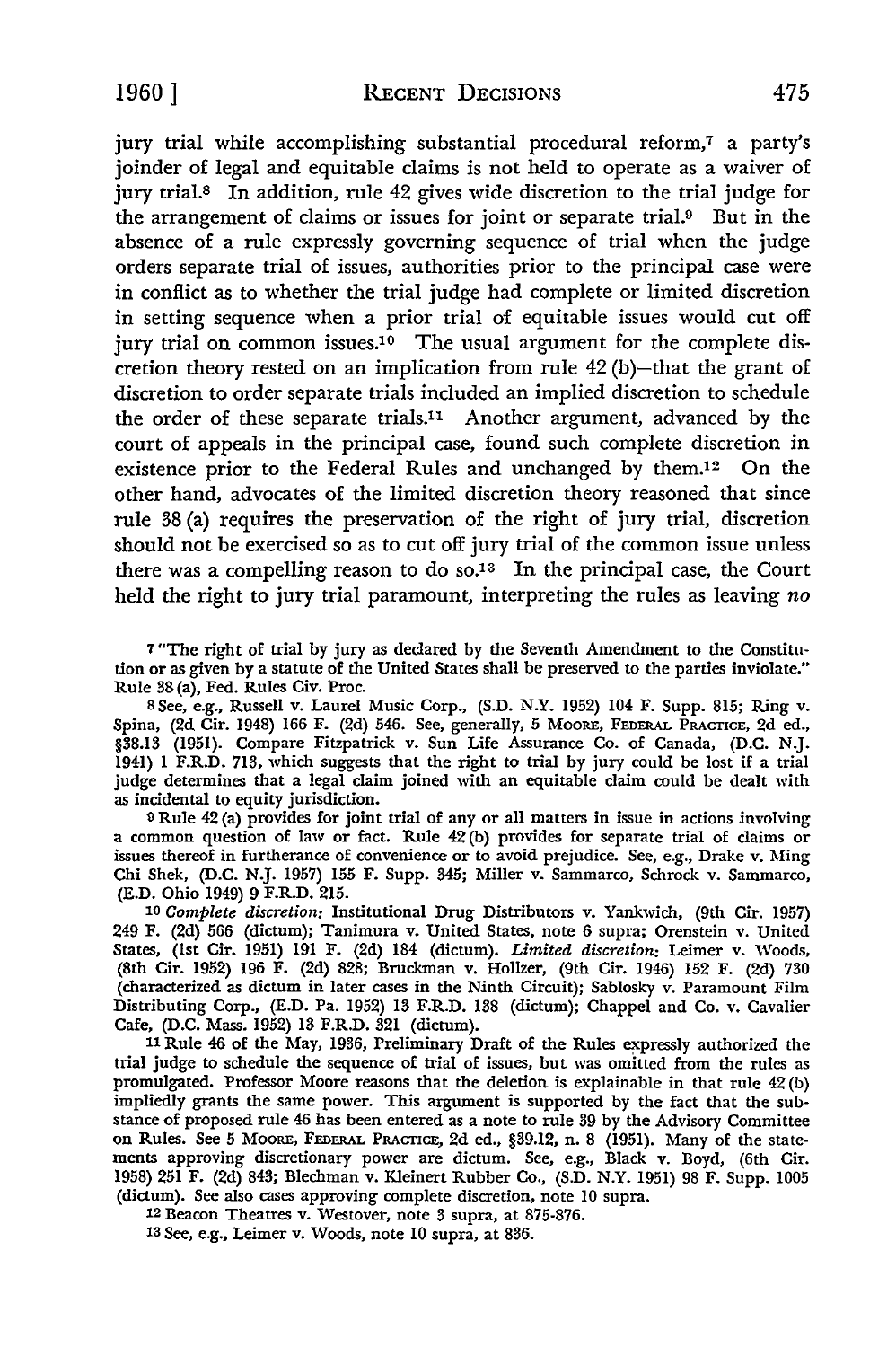jury trial while accomplishing substantial procedural reform,[7] a party's joinder of legal and equitable claims is not held to operate as a waiver of jury trial.[8] In addition, rule 42 gives wide discretion to the trial judge for the arrangement of claims or issues for joint or separate trial.[9] But in the absence of a rule expressly governing sequence of trial when the judge orders separate trial of issues, authorities prior to the principal case were in conflict as to whether the trial judge had complete or limited discretion in setting sequence when a prior trial of equitable issues would cut off jury trial on common issues.[10] The usual argument for the complete discretion theory rested on an implication from rule 42 (b)—that the grant of discretion to order separate trials included an implied discretion to schedule the order of these separate trials.[11] Another argument, advanced by the court of appeals in the principal case, found such complete discretion in existence prior to the Federal Rules and unchanged by them.[12] On the other hand, advocates of the limited discretion theory reasoned that since rule 38 (a) requires the preservation of the right of jury trial, discretion should not be exercised so as to cut off jury trial of the common issue unless there was a compelling reason to do so.[13] In the principal case, the Court held the right to jury trial paramount, interpreting the rules as leaving *no*

---

[7] "The right of trial by jury as declared by the Seventh Amendment to the Constitution or as given by a statute of the United States shall be preserved to the parties inviolate." Rule 38 (a), Fed. Rules Civ. Proc.

[8] See, e.g., Russell v. Laurel Music Corp., (S.D. N.Y. 1952) 104 F. Supp. 815; Ring v. Spina, (2d Cir. 1948) 166 F. (2d) 546. See, generally, 5 MOORE, FEDERAL PRACTICE, 2d ed., §38.13 (1951). Compare Fitzpatrick v. Sun Life Assurance Co. of Canada, (D.C. N.J. 1941) 1 F.R.D. 713, which suggests that the right to trial by jury could be lost if a trial judge determines that a legal claim joined with an equitable claim could be dealt with as incidental to equity jurisdiction.

[9] Rule 42 (a) provides for joint trial of any or all matters in issue in actions involving a common question of law or fact. Rule 42 (b) provides for separate trial of claims or issues thereof in furtherance of convenience or to avoid prejudice. See, e.g., Drake v. Ming Chi Shek, (D.C. N.J. 1957) 155 F. Supp. 345; Miller v. Sammarco, Schrock v. Sammarco, (E.D. Ohio 1949) 9 F.R.D. 215.

[10] *Complete discretion:* Institutional Drug Distributors v. Yankwich, (9th Cir. 1957) 249 F. (2d) 566 (dictum); Tanimura v. United States, note 6 supra; Orenstein v. United States, (1st Cir. 1951) 191 F. (2d) 184 (dictum). *Limited discretion:* Leimer v. Woods, (8th Cir. 1952) 196 F. (2d) 828; Bruckman v. Hollzer, (9th Cir. 1946) 152 F. (2d) 730 (characterized as dictum in later cases in the Ninth Circuit); Sablosky v. Paramount Film Distributing Corp., (E.D. Pa. 1952) 13 F.R.D. 138 (dictum); Chappel and Co. v. Cavalier Cafe, (D.C. Mass. 1952) 13 F.R.D. 321 (dictum).

[11] Rule 46 of the May, 1936, Preliminary Draft of the Rules expressly authorized the trial judge to schedule the sequence of trial of issues, but was omitted from the rules as promulgated. Professor Moore reasons that the deletion is explainable in that rule 42 (b) impliedly grants the same power. This argument is supported by the fact that the substance of proposed rule 46 has been entered as a note to rule 39 by the Advisory Committee on Rules. See 5 MOORE, FEDERAL PRACTICE, 2d ed., §39.12, n. 8 (1951). Many of the statements approving discretionary power are dictum. See, e.g., Black v. Boyd, (6th Cir. 1958) 251 F. (2d) 843; Blechman v. Kleinert Rubber Co., (S.D. N.Y. 1951) 98 F. Supp. 1005 (dictum). See also cases approving complete discretion, note 10 supra.

[12] Beacon Theatres v. Westover, note 3 supra, at 875-876.

[13] See, e.g., Leimer v. Woods, note 10 supra, at 836.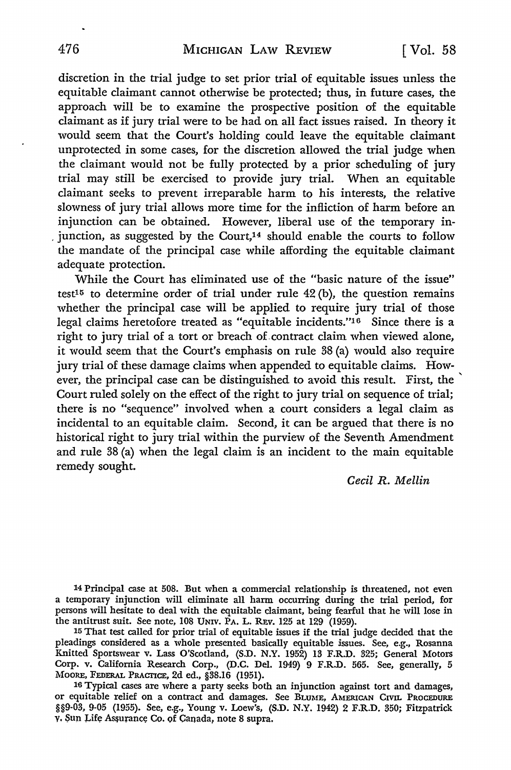discretion in the trial judge to set prior trial of equitable issues unless the equitable claimant cannot otherwise be protected; thus, in future cases, the approach will be to examine the prospective position of the equitable claimant as if jury trial were to be had on all fact issues raised. In theory it would seem that the Court's holding could leave the equitable claimant unprotected in some cases, for the discretion allowed the trial judge when the claimant would not be fully protected by a prior scheduling of jury trial may still be exercised to provide jury trial. When an equitable claimant seeks to prevent irreparable harm to his interests, the relative slowness of jury trial allows more time for the infliction of harm before an injunction can be obtained. However, liberal use of the temporary injunction, as suggested by the Court,[14] should enable the courts to follow the mandate of the principal case while affording the equitable claimant adequate protection.

While the Court has eliminated use of the "basic nature of the issue" test[15] to determine order of trial under rule 42 (b), the question remains whether the principal case will be applied to require jury trial of those legal claims heretofore treated as "equitable incidents."[16] Since there is a right to jury trial of a tort or breach of contract claim when viewed alone, it would seem that the Court's emphasis on rule 38 (a) would also require jury trial of these damage claims when appended to equitable claims. However, the principal case can be distinguished to avoid this result. First, the Court ruled solely on the effect of the right to jury trial on sequence of trial; there is no "sequence" involved when a court considers a legal claim as incidental to an equitable claim. Second, it can be argued that there is no historical right to jury trial within the purview of the Seventh Amendment and rule 38 (a) when the legal claim is an incident to the main equitable remedy sought.

*Cecil R. Mellin*

---

[14] Principal case at 508. But when a commercial relationship is threatened, not even a temporary injunction will eliminate all harm occurring during the trial period, for persons will hesitate to deal with the equitable claimant, being fearful that he will lose in the antitrust suit. See note, 108 UNIV. PA. L. REV. 125 at 129 (1959).

[15] That test called for prior trial of equitable issues if the trial judge decided that the pleadings considered as a whole presented basically equitable issues. See, e.g., Rosanna Knitted Sportswear v. Lass O'Scotland, (S.D. N.Y. 1952) 13 F.R.D. 325; General Motors Corp. v. California Research Corp., (D.C. Del. 1949) 9 F.R.D. 565. See, generally, 5 MOORE, FEDERAL PRACTICE, 2d ed., §38.16 (1951).

[16] Typical cases are where a party seeks both an injunction against tort and damages, or equitable relief on a contract and damages. See BLUME, AMERICAN CIVIL PROCEDURE §§9-03, 9-05 (1955). See, e.g., Young v. Loew's, (S.D. N.Y. 1942) 2 F.R.D. 350; Fitzpatrick v. Sun Life Assurance Co. of Canada, note 8 supra.